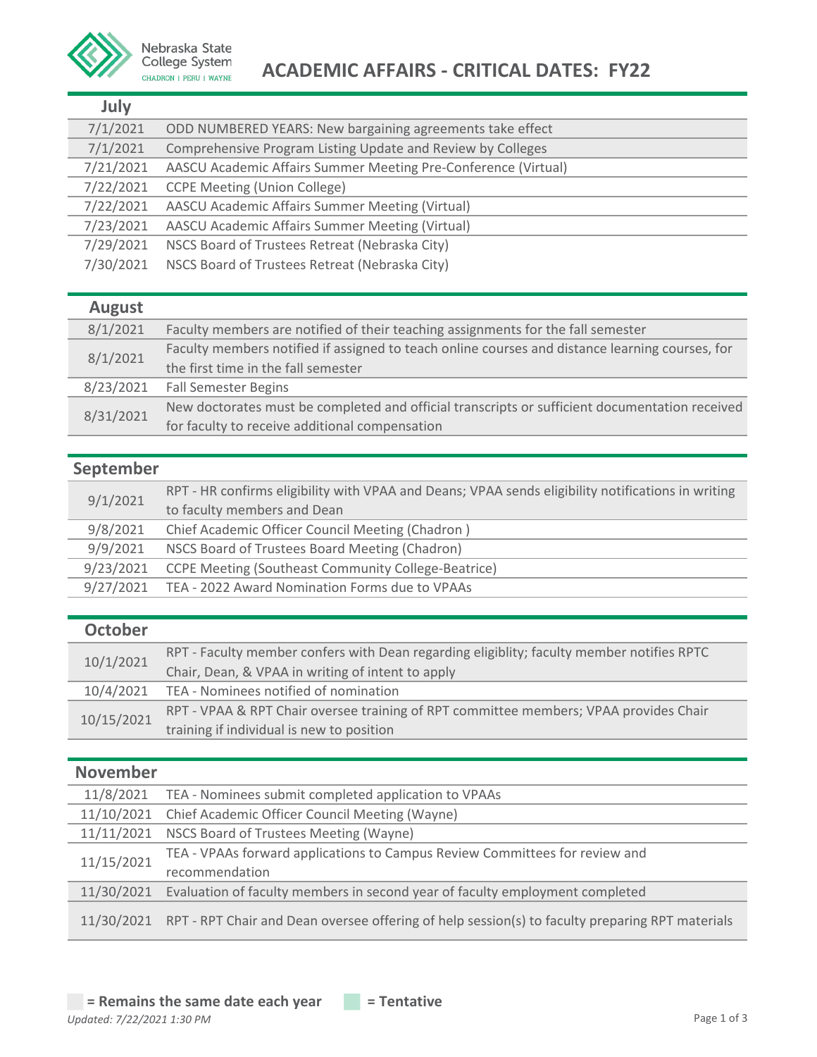Nebraska State College System
CHADRON | PERU | WAYNE

# ACADEMIC AFFAIRS - CRITICAL DATES: FY22

## July

| Date | Event |
|---|---|
| 7/1/2021 | ODD NUMBERED YEARS: New bargaining agreements take effect |
| 7/1/2021 | Comprehensive Program Listing Update and Review by Colleges |
| 7/21/2021 | AASCU Academic Affairs Summer Meeting Pre-Conference (Virtual) |
| 7/22/2021 | CCPE Meeting (Union College) |
| 7/22/2021 | AASCU Academic Affairs Summer Meeting (Virtual) |
| 7/23/2021 | AASCU Academic Affairs Summer Meeting (Virtual) |
| 7/29/2021 | NSCS Board of Trustees Retreat (Nebraska City) |
| 7/30/2021 | NSCS Board of Trustees Retreat (Nebraska City) |

## August

| Date | Event |
|---|---|
| 8/1/2021 | Faculty members are notified of their teaching assignments for the fall semester |
| 8/1/2021 | Faculty members notified if assigned to teach online courses and distance learning courses, for the first time in the fall semester |
| 8/23/2021 | Fall Semester Begins |
| 8/31/2021 | New doctorates must be completed and official transcripts or sufficient documentation received for faculty to receive additional compensation |

## September

| Date | Event |
|---|---|
| 9/1/2021 | RPT - HR confirms eligibility with VPAA and Deans; VPAA sends eligibility notifications in writing to faculty members and Dean |
| 9/8/2021 | Chief Academic Officer Council Meeting (Chadron ) |
| 9/9/2021 | NSCS Board of Trustees Board Meeting (Chadron) |
| 9/23/2021 | CCPE Meeting (Southeast Community College-Beatrice) |
| 9/27/2021 | TEA - 2022 Award Nomination Forms due to VPAAs |

## October

| Date | Event |
|---|---|
| 10/1/2021 | RPT - Faculty member confers with Dean regarding eligiblity; faculty member notifies RPTC Chair, Dean, & VPAA in writing of intent to apply |
| 10/4/2021 | TEA - Nominees notified of nomination |
| 10/15/2021 | RPT - VPAA & RPT Chair oversee training of RPT committee members; VPAA provides Chair training if individual is new to position |

## November

| Date | Event |
|---|---|
| 11/8/2021 | TEA - Nominees submit completed application to VPAAs |
| 11/10/2021 | Chief Academic Officer Council Meeting (Wayne) |
| 11/11/2021 | NSCS Board of Trustees Meeting (Wayne) |
| 11/15/2021 | TEA - VPAAs forward applications to Campus Review Committees for review and recommendation |
| 11/30/2021 | Evaluation of faculty members in second year of faculty employment completed |
| 11/30/2021 | RPT - RPT Chair and Dean oversee offering of help session(s) to faculty preparing RPT materials |

**= Remains the same date each year** **= Tentative**

*Updated: 7/22/2021 1:30 PM*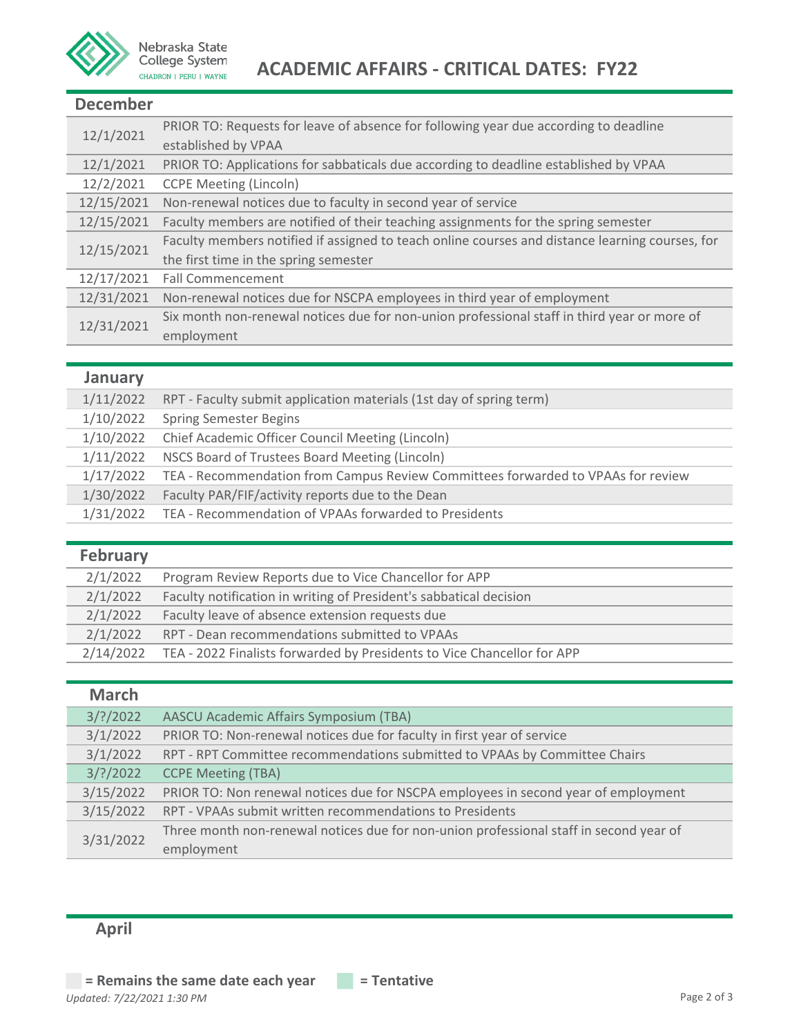# ACADEMIC AFFAIRS - CRITICAL DATES: FY22

## December

| | |
|---|---|
| 12/1/2021 | PRIOR TO: Requests for leave of absence for following year due according to deadline established by VPAA |
| 12/1/2021 | PRIOR TO: Applications for sabbaticals due according to deadline established by VPAA |
| 12/2/2021 | CCPE Meeting (Lincoln) |
| 12/15/2021 | Non-renewal notices due to faculty in second year of service |
| 12/15/2021 | Faculty members are notified of their teaching assignments for the spring semester |
| 12/15/2021 | Faculty members notified if assigned to teach online courses and distance learning courses, for the first time in the spring semester |
| 12/17/2021 | Fall Commencement |
| 12/31/2021 | Non-renewal notices due for NSCPA employees in third year of employment |
| 12/31/2021 | Six month non-renewal notices due for non-union professional staff in third year or more of employment |

## January

| | |
|---|---|
| 1/11/2022 | RPT - Faculty submit application materials (1st day of spring term) |
| 1/10/2022 | Spring Semester Begins |
| 1/10/2022 | Chief Academic Officer Council Meeting (Lincoln) |
| 1/11/2022 | NSCS Board of Trustees Board Meeting (Lincoln) |
| 1/17/2022 | TEA - Recommendation from Campus Review Committees forwarded to VPAAs for review |
| 1/30/2022 | Faculty PAR/FIF/activity reports due to the Dean |
| 1/31/2022 | TEA - Recommendation of VPAAs forwarded to Presidents |

## February

| | |
|---|---|
| 2/1/2022 | Program Review Reports due to Vice Chancellor for APP |
| 2/1/2022 | Faculty notification in writing of President's sabbatical decision |
| 2/1/2022 | Faculty leave of absence extension requests due |
| 2/1/2022 | RPT - Dean recommendations submitted to VPAAs |
| 2/14/2022 | TEA - 2022 Finalists forwarded by Presidents to Vice Chancellor for APP |

## March

| | |
|---|---|
| 3/?/2022 | AASCU Academic Affairs Symposium (TBA) |
| 3/1/2022 | PRIOR TO: Non-renewal notices due for faculty in first year of service |
| 3/1/2022 | RPT - RPT Committee recommendations submitted to VPAAs by Committee Chairs |
| 3/?/2022 | CCPE Meeting (TBA) |
| 3/15/2022 | PRIOR TO: Non renewal notices due for NSCPA employees in second year of employment |
| 3/15/2022 | RPT - VPAAs submit written recommendations to Presidents |
| 3/31/2022 | Three month non-renewal notices due for non-union professional staff in second year of employment |

## April

**= Remains the same date each year** **= Tentative**

*Updated: 7/22/2021 1:30 PM*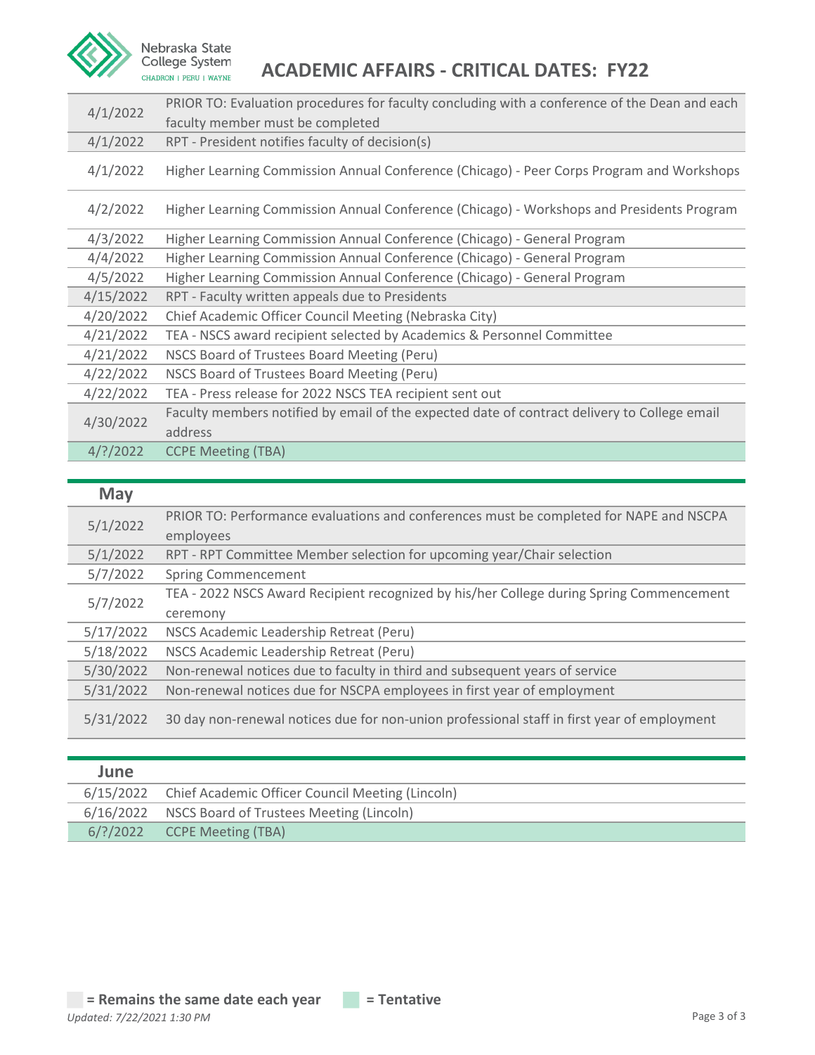# ACADEMIC AFFAIRS - CRITICAL DATES: FY22

| | |
|---|---|
| 4/1/2022 | PRIOR TO: Evaluation procedures for faculty concluding with a conference of the Dean and each faculty member must be completed |
| 4/1/2022 | RPT - President notifies faculty of decision(s) |
| 4/1/2022 | Higher Learning Commission Annual Conference (Chicago) - Peer Corps Program and Workshops |
| 4/2/2022 | Higher Learning Commission Annual Conference (Chicago) - Workshops and Presidents Program |
| 4/3/2022 | Higher Learning Commission Annual Conference (Chicago) - General Program |
| 4/4/2022 | Higher Learning Commission Annual Conference (Chicago) - General Program |
| 4/5/2022 | Higher Learning Commission Annual Conference (Chicago) - General Program |
| 4/15/2022 | RPT - Faculty written appeals due to Presidents |
| 4/20/2022 | Chief Academic Officer Council Meeting (Nebraska City) |
| 4/21/2022 | TEA - NSCS award recipient selected by Academics & Personnel Committee |
| 4/21/2022 | NSCS Board of Trustees Board Meeting (Peru) |
| 4/22/2022 | NSCS Board of Trustees Board Meeting (Peru) |
| 4/22/2022 | TEA - Press release for 2022 NSCS TEA recipient sent out |
| 4/30/2022 | Faculty members notified by email of the expected date of contract delivery to College email address |
| 4/?/2022 | CCPE Meeting (TBA) |

## May

| | |
|---|---|
| 5/1/2022 | PRIOR TO: Performance evaluations and conferences must be completed for NAPE and NSCPA employees |
| 5/1/2022 | RPT - RPT Committee Member selection for upcoming year/Chair selection |
| 5/7/2022 | Spring Commencement |
| 5/7/2022 | TEA - 2022 NSCS Award Recipient recognized by his/her College during Spring Commencement ceremony |
| 5/17/2022 | NSCS Academic Leadership Retreat (Peru) |
| 5/18/2022 | NSCS Academic Leadership Retreat (Peru) |
| 5/30/2022 | Non-renewal notices due to faculty in third and subsequent years of service |
| 5/31/2022 | Non-renewal notices due for NSCPA employees in first year of employment |
| 5/31/2022 | 30 day non-renewal notices due for non-union professional staff in first year of employment |

## June

| | |
|---|---|
| 6/15/2022 | Chief Academic Officer Council Meeting (Lincoln) |
| 6/16/2022 | NSCS Board of Trustees Meeting (Lincoln) |
| 6/?/2022 | CCPE Meeting (TBA) |

**= Remains the same date each year** **= Tentative**

*Updated: 7/22/2021 1:30 PM*